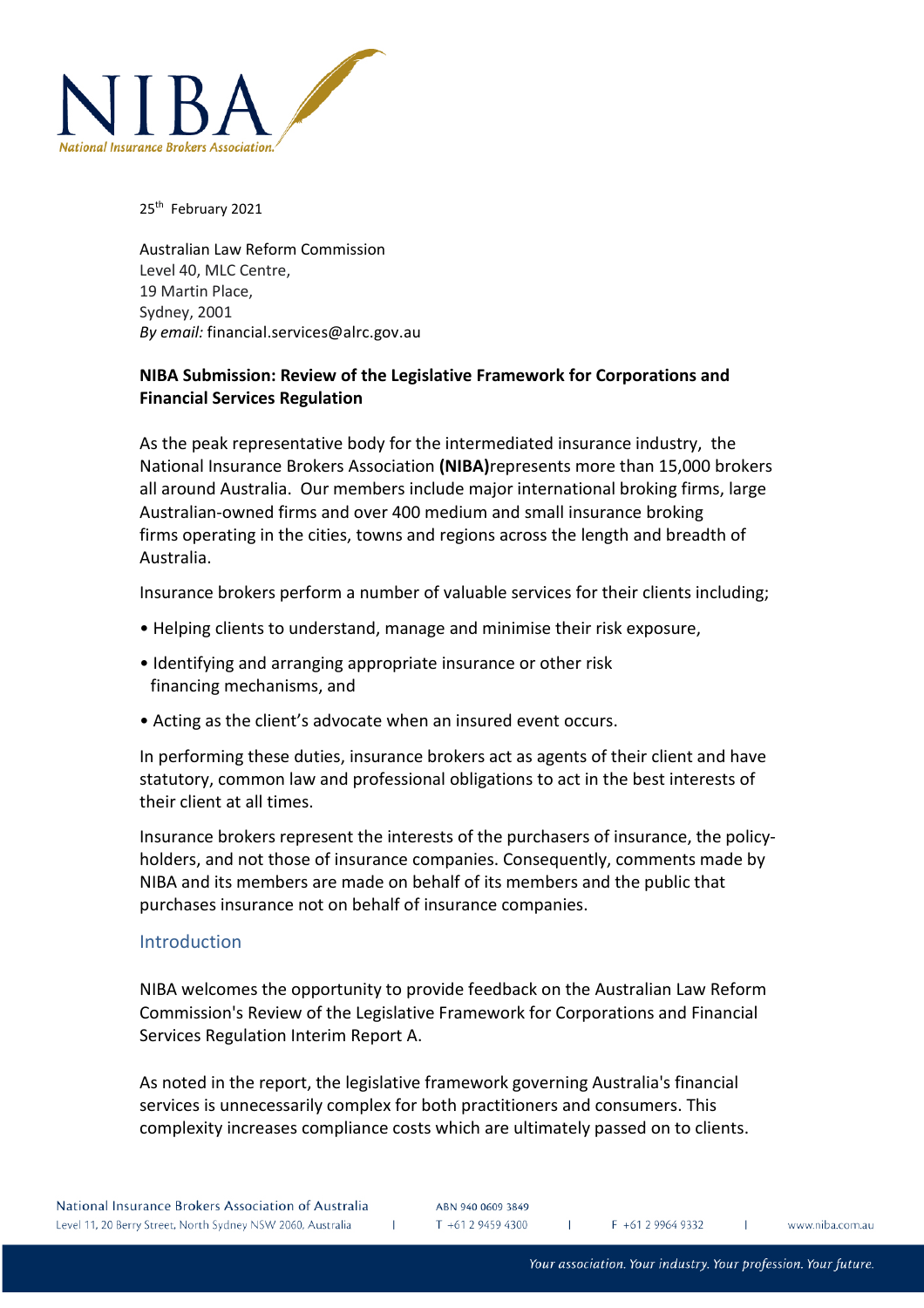NIBA

National Insurance Brokers Association.

25th February 2021

Australian Law Reform Commission
Level 40, MLC Centre,
19 Martin Place,
Sydney, 2001
*By email:* financial.services@alrc.gov.au

**NIBA Submission: Review of the Legislative Framework for Corporations and Financial Services Regulation**

As the peak representative body for the intermediated insurance industry, the National Insurance Brokers Association **(NIBA)**represents more than 15,000 brokers all around Australia. Our members include major international broking firms, large Australian-owned firms and over 400 medium and small insurance broking firms operating in the cities, towns and regions across the length and breadth of Australia.

Insurance brokers perform a number of valuable services for their clients including;

- Helping clients to understand, manage and minimise their risk exposure,
- Identifying and arranging appropriate insurance or other risk financing mechanisms, and
- Acting as the client's advocate when an insured event occurs.

In performing these duties, insurance brokers act as agents of their client and have statutory, common law and professional obligations to act in the best interests of their client at all times.

Insurance brokers represent the interests of the purchasers of insurance, the policy-holders, and not those of insurance companies. Consequently, comments made by NIBA and its members are made on behalf of its members and the public that purchases insurance not on behalf of insurance companies.

## Introduction

NIBA welcomes the opportunity to provide feedback on the Australian Law Reform Commission's Review of the Legislative Framework for Corporations and Financial Services Regulation Interim Report A.

As noted in the report, the legislative framework governing Australia's financial services is unnecessarily complex for both practitioners and consumers. This complexity increases compliance costs which are ultimately passed on to clients.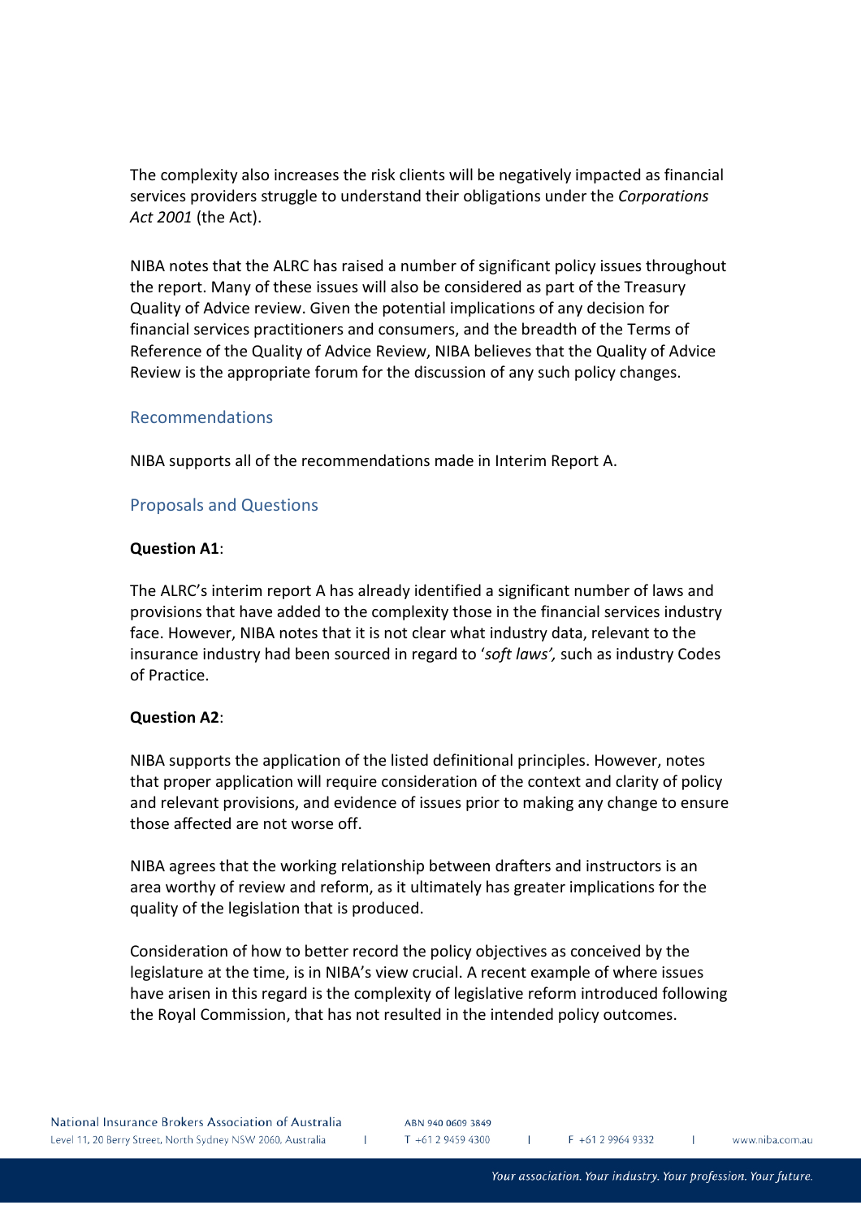The complexity also increases the risk clients will be negatively impacted as financial services providers struggle to understand their obligations under the *Corporations Act 2001* (the Act).

NIBA notes that the ALRC has raised a number of significant policy issues throughout the report. Many of these issues will also be considered as part of the Treasury Quality of Advice review. Given the potential implications of any decision for financial services practitioners and consumers, and the breadth of the Terms of Reference of the Quality of Advice Review, NIBA believes that the Quality of Advice Review is the appropriate forum for the discussion of any such policy changes.

## Recommendations

NIBA supports all of the recommendations made in Interim Report A.

## Proposals and Questions

**Question A1**:

The ALRC's interim report A has already identified a significant number of laws and provisions that have added to the complexity those in the financial services industry face. However, NIBA notes that it is not clear what industry data, relevant to the insurance industry had been sourced in regard to '*soft laws',* such as industry Codes of Practice.

**Question A2**:

NIBA supports the application of the listed definitional principles. However, notes that proper application will require consideration of the context and clarity of policy and relevant provisions, and evidence of issues prior to making any change to ensure those affected are not worse off.

NIBA agrees that the working relationship between drafters and instructors is an area worthy of review and reform, as it ultimately has greater implications for the quality of the legislation that is produced.

Consideration of how to better record the policy objectives as conceived by the legislature at the time, is in NIBA's view crucial. A recent example of where issues have arisen in this regard is the complexity of legislative reform introduced following the Royal Commission, that has not resulted in the intended policy outcomes.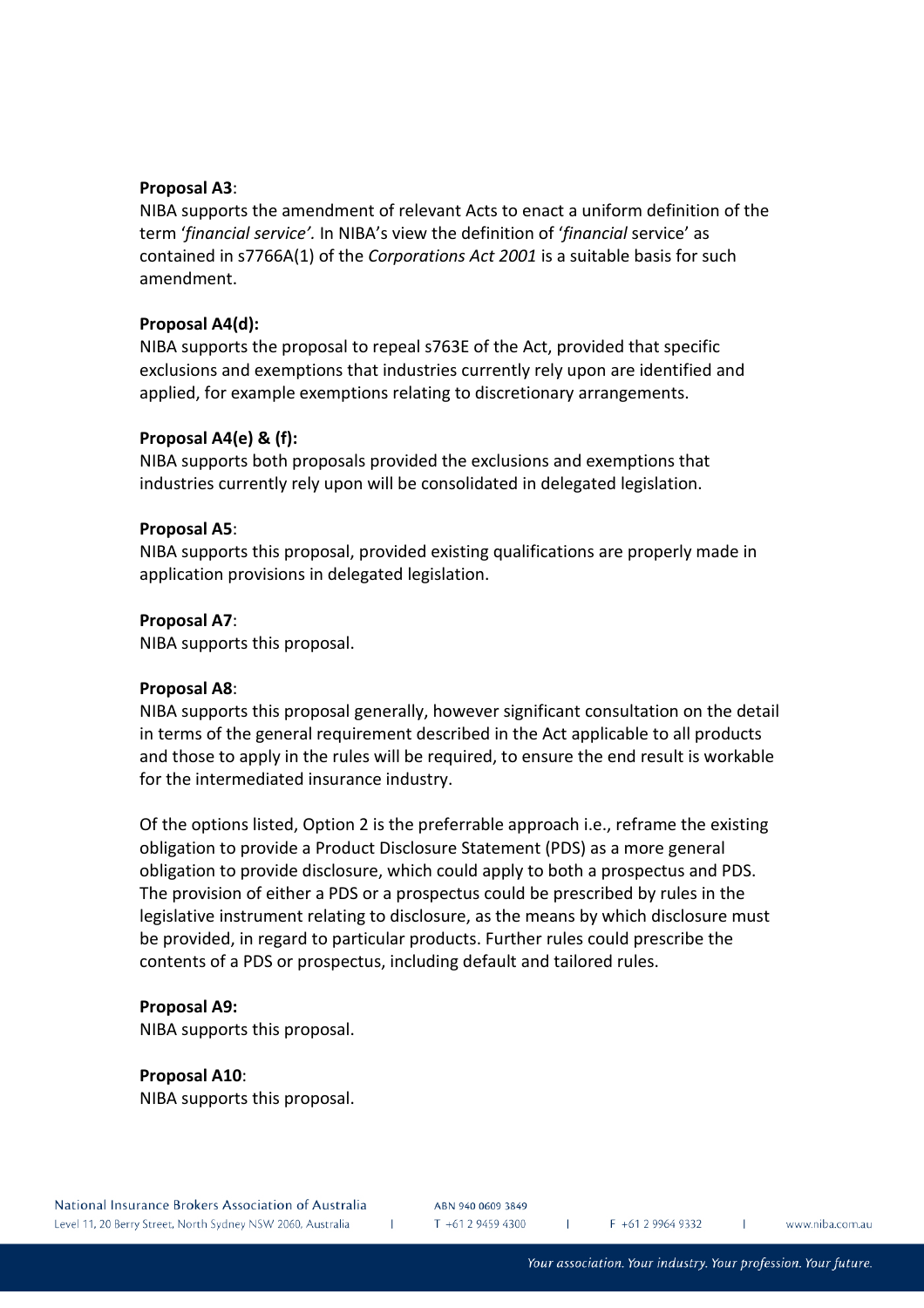**Proposal A3**:

NIBA supports the amendment of relevant Acts to enact a uniform definition of the term '*financial service'.* In NIBA's view the definition of '*financial* service' as contained in s7766A(1) of the *Corporations Act 2001* is a suitable basis for such amendment.

**Proposal A4(d):**

NIBA supports the proposal to repeal s763E of the Act, provided that specific exclusions and exemptions that industries currently rely upon are identified and applied, for example exemptions relating to discretionary arrangements.

**Proposal A4(e) & (f):**

NIBA supports both proposals provided the exclusions and exemptions that industries currently rely upon will be consolidated in delegated legislation.

**Proposal A5**:

NIBA supports this proposal, provided existing qualifications are properly made in application provisions in delegated legislation.

**Proposal A7**:

NIBA supports this proposal.

**Proposal A8**:

NIBA supports this proposal generally, however significant consultation on the detail in terms of the general requirement described in the Act applicable to all products and those to apply in the rules will be required, to ensure the end result is workable for the intermediated insurance industry.

Of the options listed, Option 2 is the preferrable approach i.e., reframe the existing obligation to provide a Product Disclosure Statement (PDS) as a more general obligation to provide disclosure, which could apply to both a prospectus and PDS. The provision of either a PDS or a prospectus could be prescribed by rules in the legislative instrument relating to disclosure, as the means by which disclosure must be provided, in regard to particular products. Further rules could prescribe the contents of a PDS or prospectus, including default and tailored rules.

**Proposal A9:**

NIBA supports this proposal.

**Proposal A10**:

NIBA supports this proposal.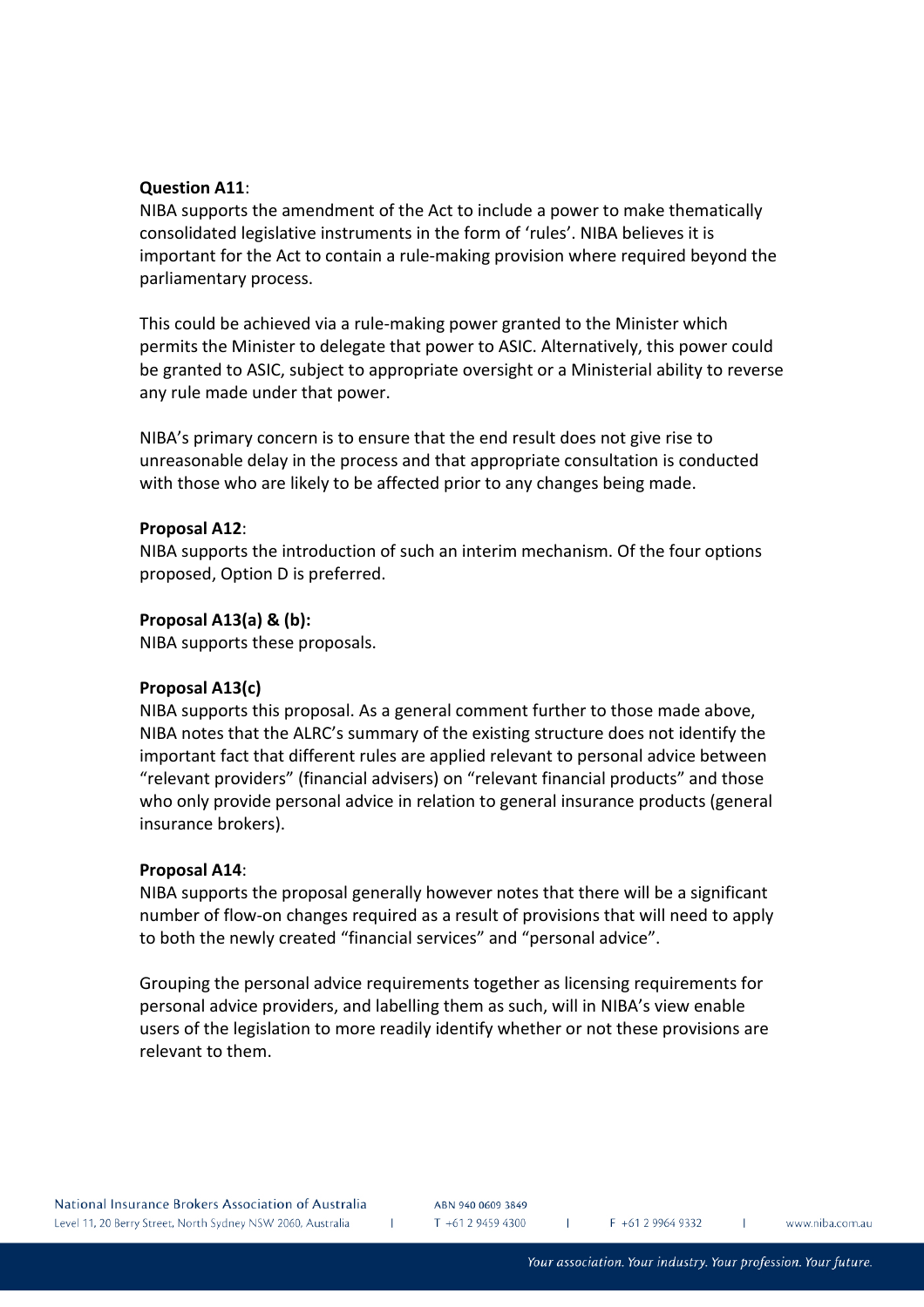**Question A11**:
NIBA supports the amendment of the Act to include a power to make thematically consolidated legislative instruments in the form of 'rules'. NIBA believes it is important for the Act to contain a rule-making provision where required beyond the parliamentary process.

This could be achieved via a rule-making power granted to the Minister which permits the Minister to delegate that power to ASIC. Alternatively, this power could be granted to ASIC, subject to appropriate oversight or a Ministerial ability to reverse any rule made under that power.

NIBA's primary concern is to ensure that the end result does not give rise to unreasonable delay in the process and that appropriate consultation is conducted with those who are likely to be affected prior to any changes being made.

**Proposal A12**:
NIBA supports the introduction of such an interim mechanism. Of the four options proposed, Option D is preferred.

**Proposal A13(a) & (b):**
NIBA supports these proposals.

**Proposal A13(c)**
NIBA supports this proposal. As a general comment further to those made above, NIBA notes that the ALRC's summary of the existing structure does not identify the important fact that different rules are applied relevant to personal advice between "relevant providers" (financial advisers) on "relevant financial products" and those who only provide personal advice in relation to general insurance products (general insurance brokers).

**Proposal A14**:
NIBA supports the proposal generally however notes that there will be a significant number of flow-on changes required as a result of provisions that will need to apply to both the newly created "financial services" and "personal advice".

Grouping the personal advice requirements together as licensing requirements for personal advice providers, and labelling them as such, will in NIBA's view enable users of the legislation to more readily identify whether or not these provisions are relevant to them.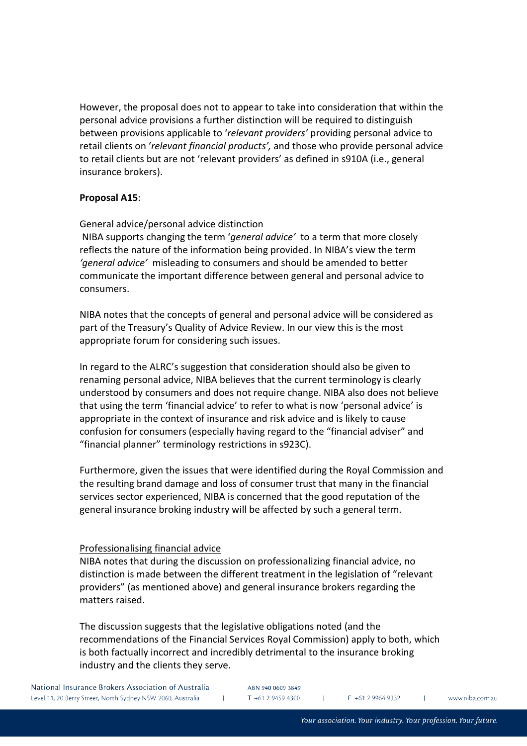However, the proposal does not to appear to take into consideration that within the personal advice provisions a further distinction will be required to distinguish between provisions applicable to '*relevant providers'* providing personal advice to retail clients on '*relevant financial products',* and those who provide personal advice to retail clients but are not 'relevant providers' as defined in s910A (i.e., general insurance brokers).

**Proposal A15**:

General advice/personal advice distinction

NIBA supports changing the term '*general advice'* to a term that more closely reflects the nature of the information being provided. In NIBA's view the term *'general advice'* misleading to consumers and should be amended to better communicate the important difference between general and personal advice to consumers.

NIBA notes that the concepts of general and personal advice will be considered as part of the Treasury's Quality of Advice Review. In our view this is the most appropriate forum for considering such issues.

In regard to the ALRC's suggestion that consideration should also be given to renaming personal advice, NIBA believes that the current terminology is clearly understood by consumers and does not require change. NIBA also does not believe that using the term 'financial advice' to refer to what is now 'personal advice' is appropriate in the context of insurance and risk advice and is likely to cause confusion for consumers (especially having regard to the "financial adviser" and "financial planner" terminology restrictions in s923C).

Furthermore, given the issues that were identified during the Royal Commission and the resulting brand damage and loss of consumer trust that many in the financial services sector experienced, NIBA is concerned that the good reputation of the general insurance broking industry will be affected by such a general term.

Professionalising financial advice

NIBA notes that during the discussion on professionalizing financial advice, no distinction is made between the different treatment in the legislation of "relevant providers" (as mentioned above) and general insurance brokers regarding the matters raised.

The discussion suggests that the legislative obligations noted (and the recommendations of the Financial Services Royal Commission) apply to both, which is both factually incorrect and incredibly detrimental to the insurance broking industry and the clients they serve.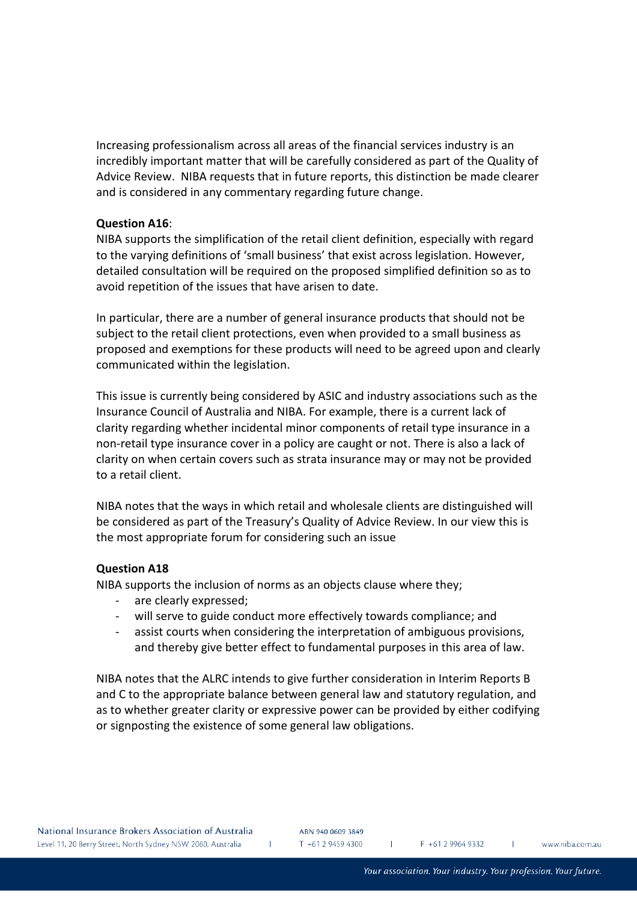Increasing professionalism across all areas of the financial services industry is an incredibly important matter that will be carefully considered as part of the Quality of Advice Review. NIBA requests that in future reports, this distinction be made clearer and is considered in any commentary regarding future change.

**Question A16**:
NIBA supports the simplification of the retail client definition, especially with regard to the varying definitions of 'small business' that exist across legislation. However, detailed consultation will be required on the proposed simplified definition so as to avoid repetition of the issues that have arisen to date.

In particular, there are a number of general insurance products that should not be subject to the retail client protections, even when provided to a small business as proposed and exemptions for these products will need to be agreed upon and clearly communicated within the legislation.

This issue is currently being considered by ASIC and industry associations such as the Insurance Council of Australia and NIBA. For example, there is a current lack of clarity regarding whether incidental minor components of retail type insurance in a non-retail type insurance cover in a policy are caught or not. There is also a lack of clarity on when certain covers such as strata insurance may or may not be provided to a retail client.

NIBA notes that the ways in which retail and wholesale clients are distinguished will be considered as part of the Treasury's Quality of Advice Review. In our view this is the most appropriate forum for considering such an issue

**Question A18**
NIBA supports the inclusion of norms as an objects clause where they;

- are clearly expressed;
- will serve to guide conduct more effectively towards compliance; and
- assist courts when considering the interpretation of ambiguous provisions, and thereby give better effect to fundamental purposes in this area of law.

NIBA notes that the ALRC intends to give further consideration in Interim Reports B and C to the appropriate balance between general law and statutory regulation, and as to whether greater clarity or expressive power can be provided by either codifying or signposting the existence of some general law obligations.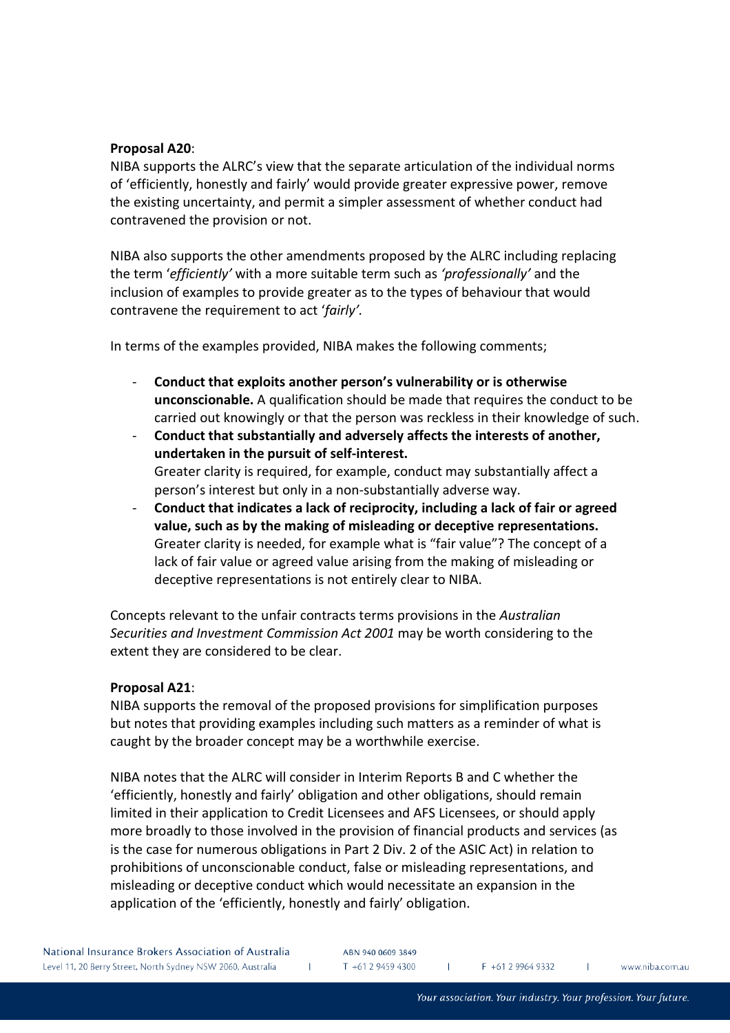**Proposal A20**:

NIBA supports the ALRC's view that the separate articulation of the individual norms of 'efficiently, honestly and fairly' would provide greater expressive power, remove the existing uncertainty, and permit a simpler assessment of whether conduct had contravened the provision or not.

NIBA also supports the other amendments proposed by the ALRC including replacing the term '*efficiently'* with a more suitable term such as *'professionally'* and the inclusion of examples to provide greater as to the types of behaviour that would contravene the requirement to act '*fairly'.*

In terms of the examples provided, NIBA makes the following comments;

- **Conduct that exploits another person's vulnerability or is otherwise unconscionable.** A qualification should be made that requires the conduct to be carried out knowingly or that the person was reckless in their knowledge of such.
- **Conduct that substantially and adversely affects the interests of another, undertaken in the pursuit of self-interest.**
  Greater clarity is required, for example, conduct may substantially affect a person's interest but only in a non-substantially adverse way.
- **Conduct that indicates a lack of reciprocity, including a lack of fair or agreed value, such as by the making of misleading or deceptive representations.** Greater clarity is needed, for example what is "fair value"? The concept of a lack of fair value or agreed value arising from the making of misleading or deceptive representations is not entirely clear to NIBA.

Concepts relevant to the unfair contracts terms provisions in the *Australian Securities and Investment Commission Act 2001* may be worth considering to the extent they are considered to be clear.

**Proposal A21**:

NIBA supports the removal of the proposed provisions for simplification purposes but notes that providing examples including such matters as a reminder of what is caught by the broader concept may be a worthwhile exercise.

NIBA notes that the ALRC will consider in Interim Reports B and C whether the 'efficiently, honestly and fairly' obligation and other obligations, should remain limited in their application to Credit Licensees and AFS Licensees, or should apply more broadly to those involved in the provision of financial products and services (as is the case for numerous obligations in Part 2 Div. 2 of the ASIC Act) in relation to prohibitions of unconscionable conduct, false or misleading representations, and misleading or deceptive conduct which would necessitate an expansion in the application of the 'efficiently, honestly and fairly' obligation.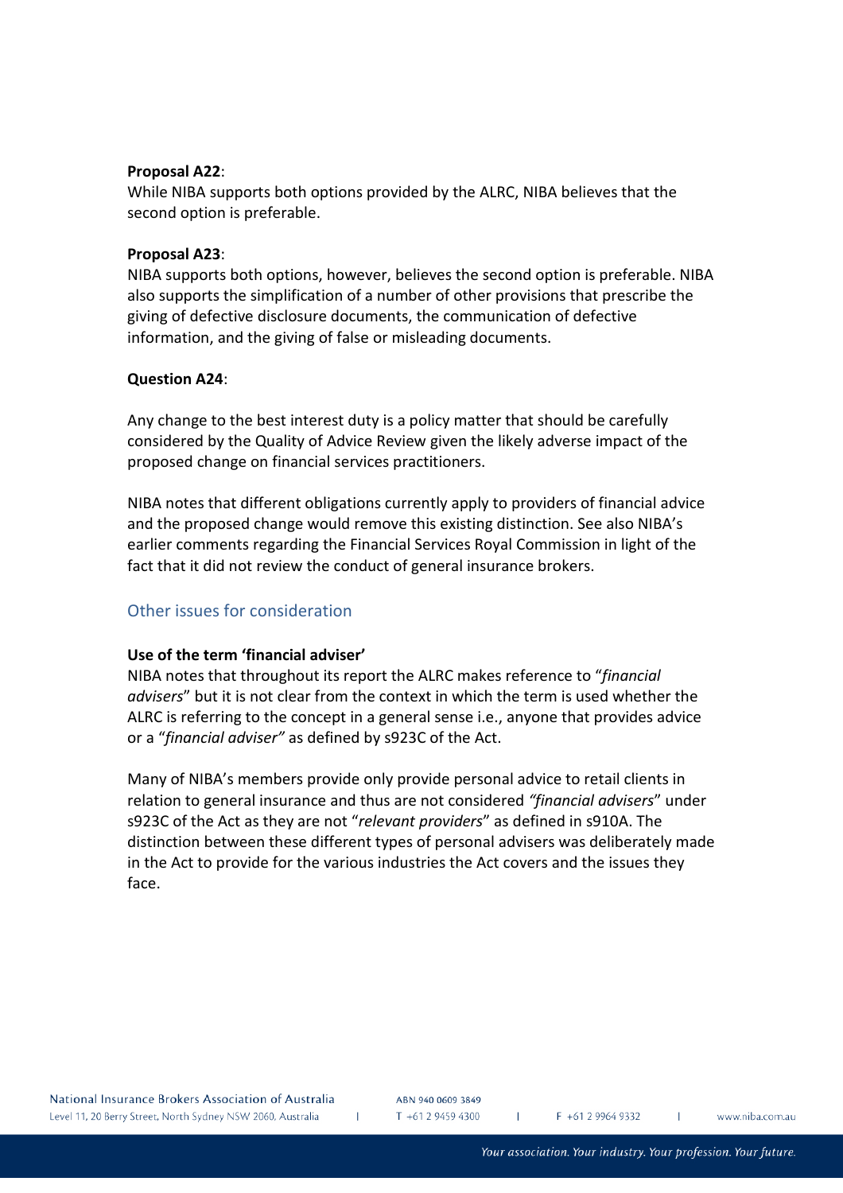**Proposal A22**:
While NIBA supports both options provided by the ALRC, NIBA believes that the second option is preferable.

**Proposal A23**:
NIBA supports both options, however, believes the second option is preferable. NIBA also supports the simplification of a number of other provisions that prescribe the giving of defective disclosure documents, the communication of defective information, and the giving of false or misleading documents.

**Question A24**:

Any change to the best interest duty is a policy matter that should be carefully considered by the Quality of Advice Review given the likely adverse impact of the proposed change on financial services practitioners.

NIBA notes that different obligations currently apply to providers of financial advice and the proposed change would remove this existing distinction. See also NIBA's earlier comments regarding the Financial Services Royal Commission in light of the fact that it did not review the conduct of general insurance brokers.

## Other issues for consideration

**Use of the term 'financial adviser'**
NIBA notes that throughout its report the ALRC makes reference to "*financial advisers*" but it is not clear from the context in which the term is used whether the ALRC is referring to the concept in a general sense i.e., anyone that provides advice or a "*financial adviser"* as defined by s923C of the Act.

Many of NIBA's members provide only provide personal advice to retail clients in relation to general insurance and thus are not considered *"financial advisers*" under s923C of the Act as they are not "*relevant providers*" as defined in s910A. The distinction between these different types of personal advisers was deliberately made in the Act to provide for the various industries the Act covers and the issues they face.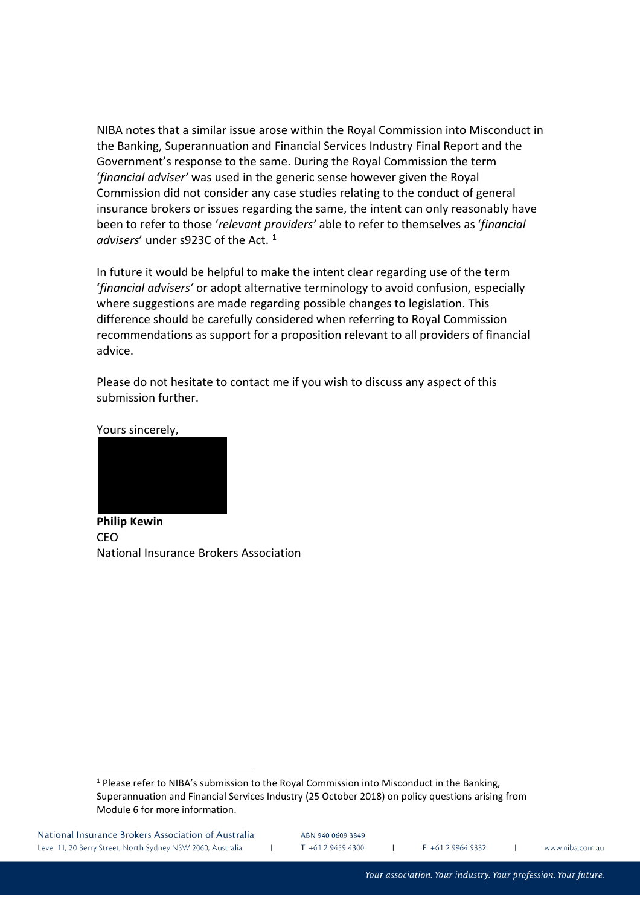NIBA notes that a similar issue arose within the Royal Commission into Misconduct in the Banking, Superannuation and Financial Services Industry Final Report and the Government's response to the same. During the Royal Commission the term '*financial adviser'* was used in the generic sense however given the Royal Commission did not consider any case studies relating to the conduct of general insurance brokers or issues regarding the same, the intent can only reasonably have been to refer to those '*relevant providers'* able to refer to themselves as '*financial advisers*' under s923C of the Act. [1]

In future it would be helpful to make the intent clear regarding use of the term '*financial advisers'* or adopt alternative terminology to avoid confusion, especially where suggestions are made regarding possible changes to legislation. This difference should be carefully considered when referring to Royal Commission recommendations as support for a proposition relevant to all providers of financial advice.

Please do not hesitate to contact me if you wish to discuss any aspect of this submission further.

Yours sincerely,

**Philip Kewin**
CEO
National Insurance Brokers Association

---

[1] Please refer to NIBA's submission to the Royal Commission into Misconduct in the Banking, Superannuation and Financial Services Industry (25 October 2018) on policy questions arising from Module 6 for more information.